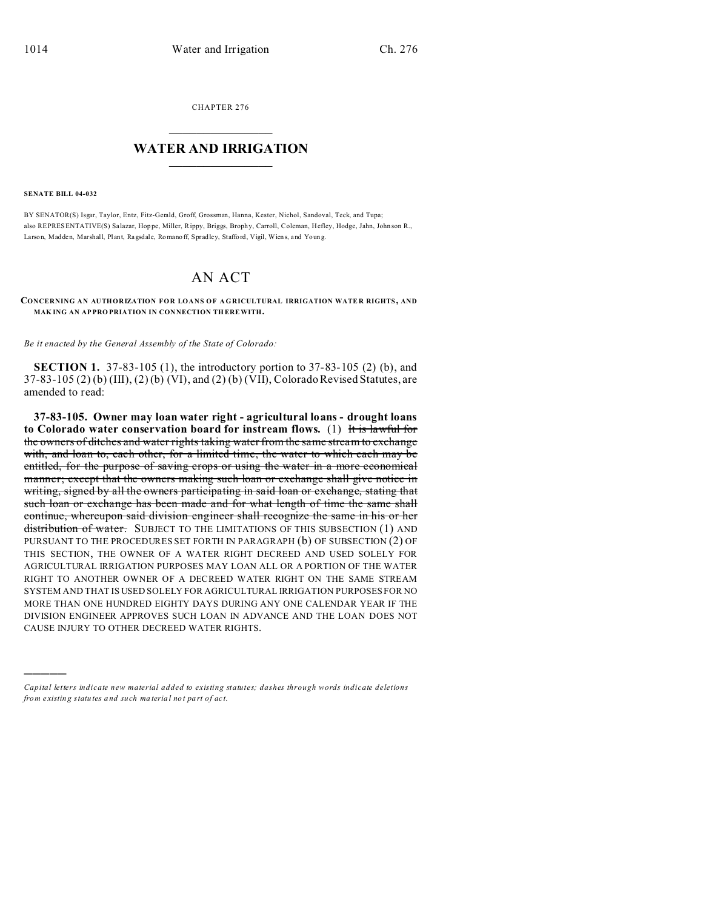CHAPTER 276

# WATER AND IRRIGATION

**SENATE BILL 04-032**

BY SENATOR(S) Isgar, Taylor, Entz, Fitz-Gerald, Groff, Grossman, Hanna, Kester, Nichol, Sandoval, Teck, and Tupa;
also REPRESENTATIVE(S) Salazar, Hoppe, Miller, Rippy, Briggs, Brophy, Carroll, Coleman, Hefley, Hodge, Jahn, Johnson R., Larson, Madden, Marshall, Plant, Ragsdale, Romanoff, Spradley, Stafford, Vigil, Wiens, and Young.

# AN ACT

**CONCERNING AN AUTHORIZATION FOR LOANS OF AGRICULTURAL IRRIGATION WATER RIGHTS, AND MAKING AN APPROPRIATION IN CONNECTION THEREWITH.**

*Be it enacted by the General Assembly of the State of Colorado:*

**SECTION 1.** 37-83-105 (1), the introductory portion to 37-83-105 (2) (b), and 37-83-105 (2) (b) (III), (2) (b) (VI), and (2) (b) (VII), Colorado Revised Statutes, are amended to read:

**37-83-105. Owner may loan water right - agricultural loans - drought loans to Colorado water conservation board for instream flows.** (1) ~~It is lawful for the owners of ditches and water rights taking water from the same stream to exchange with, and loan to, each other, for a limited time, the water to which each may be entitled, for the purpose of saving crops or using the water in a more economical manner; except that the owners making such loan or exchange shall give notice in writing, signed by all the owners participating in said loan or exchange, stating that such loan or exchange has been made and for what length of time the same shall continue, whereupon said division engineer shall recognize the same in his or her distribution of water.~~ SUBJECT TO THE LIMITATIONS OF THIS SUBSECTION (1) AND PURSUANT TO THE PROCEDURES SET FORTH IN PARAGRAPH (b) OF SUBSECTION (2) OF THIS SECTION, THE OWNER OF A WATER RIGHT DECREED AND USED SOLELY FOR AGRICULTURAL IRRIGATION PURPOSES MAY LOAN ALL OR A PORTION OF THE WATER RIGHT TO ANOTHER OWNER OF A DECREED WATER RIGHT ON THE SAME STREAM SYSTEM AND THAT IS USED SOLELY FOR AGRICULTURAL IRRIGATION PURPOSES FOR NO MORE THAN ONE HUNDRED EIGHTY DAYS DURING ANY ONE CALENDAR YEAR IF THE DIVISION ENGINEER APPROVES SUCH LOAN IN ADVANCE AND THE LOAN DOES NOT CAUSE INJURY TO OTHER DECREED WATER RIGHTS.

---

*Capital letters indicate new material added to existing statutes; dashes through words indicate deletions from existing statutes and such material not part of act.*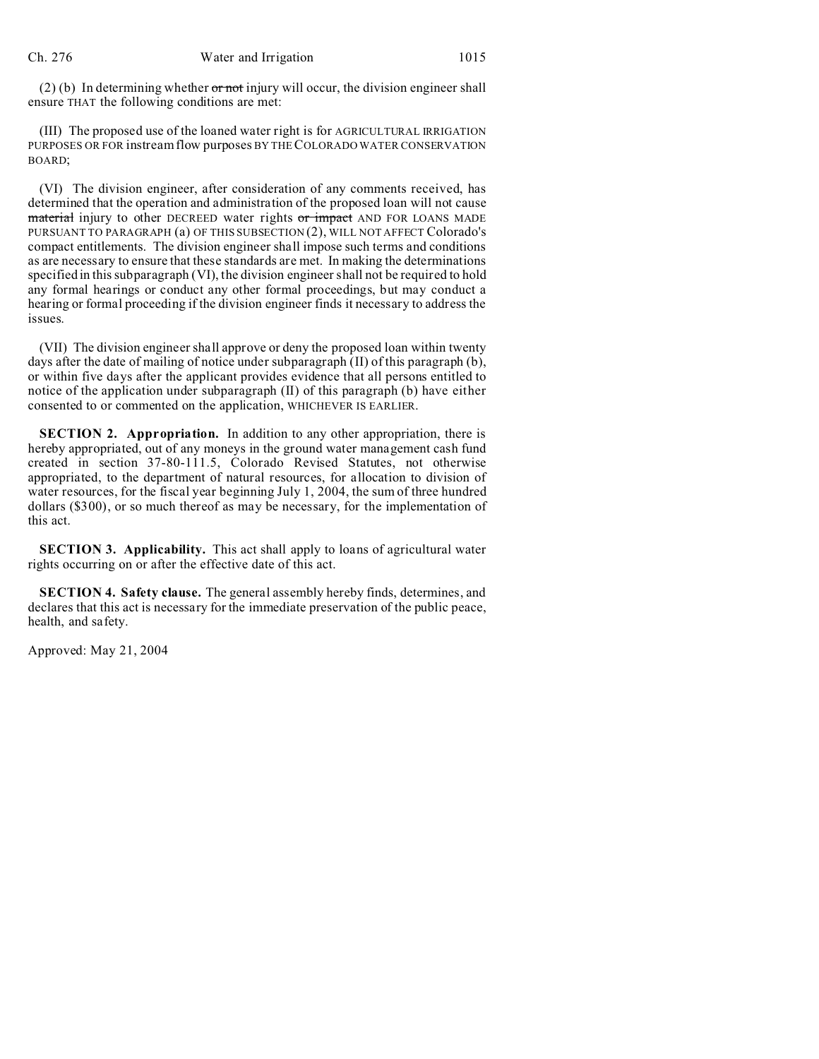(2) (b) In determining whether ~~or not~~ injury will occur, the division engineer shall ensure THAT the following conditions are met:

(III) The proposed use of the loaned water right is for AGRICULTURAL IRRIGATION PURPOSES OR FOR instream flow purposes BY THE COLORADO WATER CONSERVATION BOARD;

(VI) The division engineer, after consideration of any comments received, has determined that the operation and administration of the proposed loan will not cause ~~material~~ injury to other DECREED water rights ~~or impact~~ AND FOR LOANS MADE PURSUANT TO PARAGRAPH (a) OF THIS SUBSECTION (2), WILL NOT AFFECT Colorado's compact entitlements. The division engineer shall impose such terms and conditions as are necessary to ensure that these standards are met. In making the determinations specified in this subparagraph (VI), the division engineer shall not be required to hold any formal hearings or conduct any other formal proceedings, but may conduct a hearing or formal proceeding if the division engineer finds it necessary to address the issues.

(VII) The division engineer shall approve or deny the proposed loan within twenty days after the date of mailing of notice under subparagraph (II) of this paragraph (b), or within five days after the applicant provides evidence that all persons entitled to notice of the application under subparagraph (II) of this paragraph (b) have either consented to or commented on the application, WHICHEVER IS EARLIER.

**SECTION 2. Appropriation.** In addition to any other appropriation, there is hereby appropriated, out of any moneys in the ground water management cash fund created in section 37-80-111.5, Colorado Revised Statutes, not otherwise appropriated, to the department of natural resources, for allocation to division of water resources, for the fiscal year beginning July 1, 2004, the sum of three hundred dollars ($300), or so much thereof as may be necessary, for the implementation of this act.

**SECTION 3. Applicability.** This act shall apply to loans of agricultural water rights occurring on or after the effective date of this act.

**SECTION 4. Safety clause.** The general assembly hereby finds, determines, and declares that this act is necessary for the immediate preservation of the public peace, health, and safety.

Approved: May 21, 2004